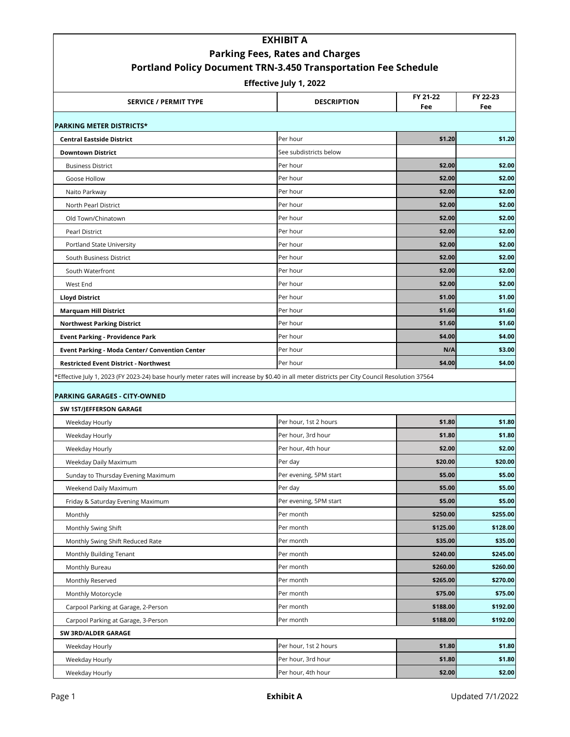# EXHIBIT A

## Parking Fees, Rates and Charges

## Portland Policy Document TRN-3.450 Transportation Fee Schedule

**Effective July 1, 2022**

| SERVICE / PERMIT TYPE | DESCRIPTION | FY 21-22 Fee | FY 22-23 Fee |
|---|---|---|---|
| **PARKING METER DISTRICTS*** | | | |
| **Central Eastside District** | Per hour | **$1.20** | **$1.20** |
| **Downtown District** | See subdistricts below | | |
| Business District | Per hour | **$2.00** | **$2.00** |
| Goose Hollow | Per hour | **$2.00** | **$2.00** |
| Naito Parkway | Per hour | **$2.00** | **$2.00** |
| North Pearl District | Per hour | **$2.00** | **$2.00** |
| Old Town/Chinatown | Per hour | **$2.00** | **$2.00** |
| Pearl District | Per hour | **$2.00** | **$2.00** |
| Portland State University | Per hour | **$2.00** | **$2.00** |
| South Business District | Per hour | **$2.00** | **$2.00** |
| South Waterfront | Per hour | **$2.00** | **$2.00** |
| West End | Per hour | **$2.00** | **$2.00** |
| **Lloyd District** | Per hour | **$1.00** | **$1.00** |
| **Marquam Hill District** | Per hour | **$1.60** | **$1.60** |
| **Northwest Parking District** | Per hour | **$1.60** | **$1.60** |
| **Event Parking - Providence Park** | Per hour | **$4.00** | **$4.00** |
| **Event Parking - Moda Center/ Convention Center** | Per hour | **N/A** | **$3.00** |
| **Restricted Event District - Northwest** | Per hour | **$4.00** | **$4.00** |
| *Effective July 1, 2023 (FY 2023-24) base hourly meter rates will increase by $0.40 in all meter districts per City Council Resolution 37564 | | | |
| **PARKING GARAGES - CITY-OWNED** | | | |
| **SW 1ST/JEFFERSON GARAGE** | | | |
| Weekday Hourly | Per hour, 1st 2 hours | **$1.80** | **$1.80** |
| Weekday Hourly | Per hour, 3rd hour | **$1.80** | **$1.80** |
| Weekday Hourly | Per hour, 4th hour | **$2.00** | **$2.00** |
| Weekday Daily Maximum | Per day | **$20.00** | **$20.00** |
| Sunday to Thursday Evening Maximum | Per evening, 5PM start | **$5.00** | **$5.00** |
| Weekend Daily Maximum | Per day | **$5.00** | **$5.00** |
| Friday & Saturday Evening Maximum | Per evening, 5PM start | **$5.00** | **$5.00** |
| Monthly | Per month | **$250.00** | **$255.00** |
| Monthly Swing Shift | Per month | **$125.00** | **$128.00** |
| Monthly Swing Shift Reduced Rate | Per month | **$35.00** | **$35.00** |
| Monthly Building Tenant | Per month | **$240.00** | **$245.00** |
| Monthly Bureau | Per month | **$260.00** | **$260.00** |
| Monthly Reserved | Per month | **$265.00** | **$270.00** |
| Monthly Motorcycle | Per month | **$75.00** | **$75.00** |
| Carpool Parking at Garage, 2-Person | Per month | **$188.00** | **$192.00** |
| Carpool Parking at Garage, 3-Person | Per month | **$188.00** | **$192.00** |
| **SW 3RD/ALDER GARAGE** | | | |
| Weekday Hourly | Per hour, 1st 2 hours | **$1.80** | **$1.80** |
| Weekday Hourly | Per hour, 3rd hour | **$1.80** | **$1.80** |
| Weekday Hourly | Per hour, 4th hour | **$2.00** | **$2.00** |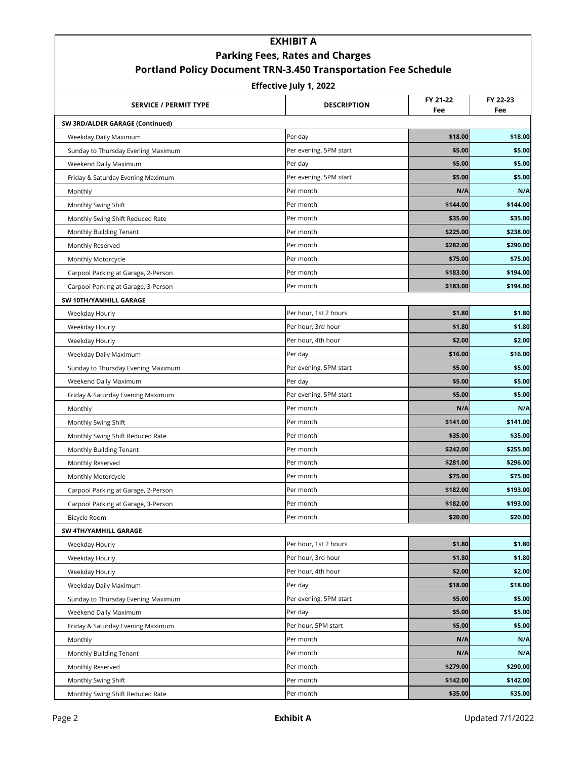# EXHIBIT A

## Parking Fees, Rates and Charges

## Portland Policy Document TRN-3.450 Transportation Fee Schedule

**Effective July 1, 2022**

| SERVICE / PERMIT TYPE | DESCRIPTION | FY 21-22 Fee | FY 22-23 Fee |
|---|---|---|---|
| **SW 3RD/ALDER GARAGE (Continued)** | | | |
| Weekday Daily Maximum | Per day | $18.00 | $18.00 |
| Sunday to Thursday Evening Maximum | Per evening, 5PM start | $5.00 | $5.00 |
| Weekend Daily Maximum | Per day | $5.00 | $5.00 |
| Friday & Saturday Evening Maximum | Per evening, 5PM start | $5.00 | $5.00 |
| Monthly | Per month | N/A | N/A |
| Monthly Swing Shift | Per month | $144.00 | $144.00 |
| Monthly Swing Shift Reduced Rate | Per month | $35.00 | $35.00 |
| Monthly Building Tenant | Per month | $225.00 | $238.00 |
| Monthly Reserved | Per month | $282.00 | $290.00 |
| Monthly Motorcycle | Per month | $75.00 | $75.00 |
| Carpool Parking at Garage, 2-Person | Per month | $183.00 | $194.00 |
| Carpool Parking at Garage, 3-Person | Per month | $183.00 | $194.00 |
| **SW 10TH/YAMHILL GARAGE** | | | |
| Weekday Hourly | Per hour, 1st 2 hours | $1.80 | $1.80 |
| Weekday Hourly | Per hour, 3rd hour | $1.80 | $1.80 |
| Weekday Hourly | Per hour, 4th hour | $2.00 | $2.00 |
| Weekday Daily Maximum | Per day | $16.00 | $16.00 |
| Sunday to Thursday Evening Maximum | Per evening, 5PM start | $5.00 | $5.00 |
| Weekend Daily Maximum | Per day | $5.00 | $5.00 |
| Friday & Saturday Evening Maximum | Per evening, 5PM start | $5.00 | $5.00 |
| Monthly | Per month | N/A | N/A |
| Monthly Swing Shift | Per month | $141.00 | $141.00 |
| Monthly Swing Shift Reduced Rate | Per month | $35.00 | $35.00 |
| Monthly Building Tenant | Per month | $242.00 | $255.00 |
| Monthly Reserved | Per month | $281.00 | $296.00 |
| Monthly Motorcycle | Per month | $75.00 | $75.00 |
| Carpool Parking at Garage, 2-Person | Per month | $182.00 | $193.00 |
| Carpool Parking at Garage, 3-Person | Per month | $182.00 | $193.00 |
| Bicycle Room | Per month | $20.00 | $20.00 |
| **SW 4TH/YAMHILL GARAGE** | | | |
| Weekday Hourly | Per hour, 1st 2 hours | $1.80 | $1.80 |
| Weekday Hourly | Per hour, 3rd hour | $1.80 | $1.80 |
| Weekday Hourly | Per hour, 4th hour | $2.00 | $2.00 |
| Weekday Daily Maximum | Per day | $18.00 | $18.00 |
| Sunday to Thursday Evening Maximum | Per evening, 5PM start | $5.00 | $5.00 |
| Weekend Daily Maximum | Per day | $5.00 | $5.00 |
| Friday & Saturday Evening Maximum | Per hour, 5PM start | $5.00 | $5.00 |
| Monthly | Per month | N/A | N/A |
| Monthly Building Tenant | Per month | N/A | N/A |
| Monthly Reserved | Per month | $279.00 | $290.00 |
| Monthly Swing Shift | Per month | $142.00 | $142.00 |
| Monthly Swing Shift Reduced Rate | Per month | $35.00 | $35.00 |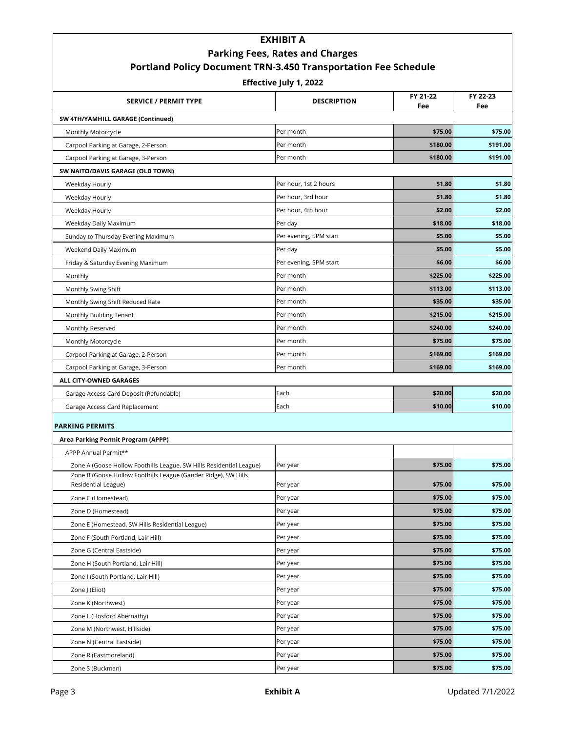# EXHIBIT A
## Parking Fees, Rates and Charges
## Portland Policy Document TRN-3.450 Transportation Fee Schedule
### Effective July 1, 2022

| SERVICE / PERMIT TYPE | DESCRIPTION | FY 21-22 Fee | FY 22-23 Fee |
|---|---|---|---|
| **SW 4TH/YAMHILL GARAGE (Continued)** | | | |
| Monthly Motorcycle | Per month | **$75.00** | **$75.00** |
| Carpool Parking at Garage, 2-Person | Per month | **$180.00** | **$191.00** |
| Carpool Parking at Garage, 3-Person | Per month | **$180.00** | **$191.00** |
| **SW NAITO/DAVIS GARAGE (OLD TOWN)** | | | |
| Weekday Hourly | Per hour, 1st 2 hours | **$1.80** | **$1.80** |
| Weekday Hourly | Per hour, 3rd hour | **$1.80** | **$1.80** |
| Weekday Hourly | Per hour, 4th hour | **$2.00** | **$2.00** |
| Weekday Daily Maximum | Per day | **$18.00** | **$18.00** |
| Sunday to Thursday Evening Maximum | Per evening, 5PM start | **$5.00** | **$5.00** |
| Weekend Daily Maximum | Per day | **$5.00** | **$5.00** |
| Friday & Saturday Evening Maximum | Per evening, 5PM start | **$6.00** | **$6.00** |
| Monthly | Per month | **$225.00** | **$225.00** |
| Monthly Swing Shift | Per month | **$113.00** | **$113.00** |
| Monthly Swing Shift Reduced Rate | Per month | **$35.00** | **$35.00** |
| Monthly Building Tenant | Per month | **$215.00** | **$215.00** |
| Monthly Reserved | Per month | **$240.00** | **$240.00** |
| Monthly Motorcycle | Per month | **$75.00** | **$75.00** |
| Carpool Parking at Garage, 2-Person | Per month | **$169.00** | **$169.00** |
| Carpool Parking at Garage, 3-Person | Per month | **$169.00** | **$169.00** |
| **ALL CITY-OWNED GARAGES** | | | |
| Garage Access Card Deposit (Refundable) | Each | **$20.00** | **$20.00** |
| Garage Access Card Replacement | Each | **$10.00** | **$10.00** |
| **PARKING PERMITS** | | | |
| **Area Parking Permit Program (APPP)** | | | |
| APPP Annual Permit** | | | |
| Zone A (Goose Hollow Foothills League, SW Hills Residential League) | Per year | **$75.00** | **$75.00** |
| Zone B (Goose Hollow Foothills League (Gander Ridge), SW Hills Residential League) | Per year | **$75.00** | **$75.00** |
| Zone C (Homestead) | Per year | **$75.00** | **$75.00** |
| Zone D (Homestead) | Per year | **$75.00** | **$75.00** |
| Zone E (Homestead, SW Hills Residential League) | Per year | **$75.00** | **$75.00** |
| Zone F (South Portland, Lair Hill) | Per year | **$75.00** | **$75.00** |
| Zone G (Central Eastside) | Per year | **$75.00** | **$75.00** |
| Zone H (South Portland, Lair Hill) | Per year | **$75.00** | **$75.00** |
| Zone I (South Portland, Lair Hill) | Per year | **$75.00** | **$75.00** |
| Zone J (Eliot) | Per year | **$75.00** | **$75.00** |
| Zone K (Northwest) | Per year | **$75.00** | **$75.00** |
| Zone L (Hosford Abernathy) | Per year | **$75.00** | **$75.00** |
| Zone M (Northwest, Hillside) | Per year | **$75.00** | **$75.00** |
| Zone N (Central Eastside) | Per year | **$75.00** | **$75.00** |
| Zone R (Eastmoreland) | Per year | **$75.00** | **$75.00** |
| Zone S (Buckman) | Per year | **$75.00** | **$75.00** |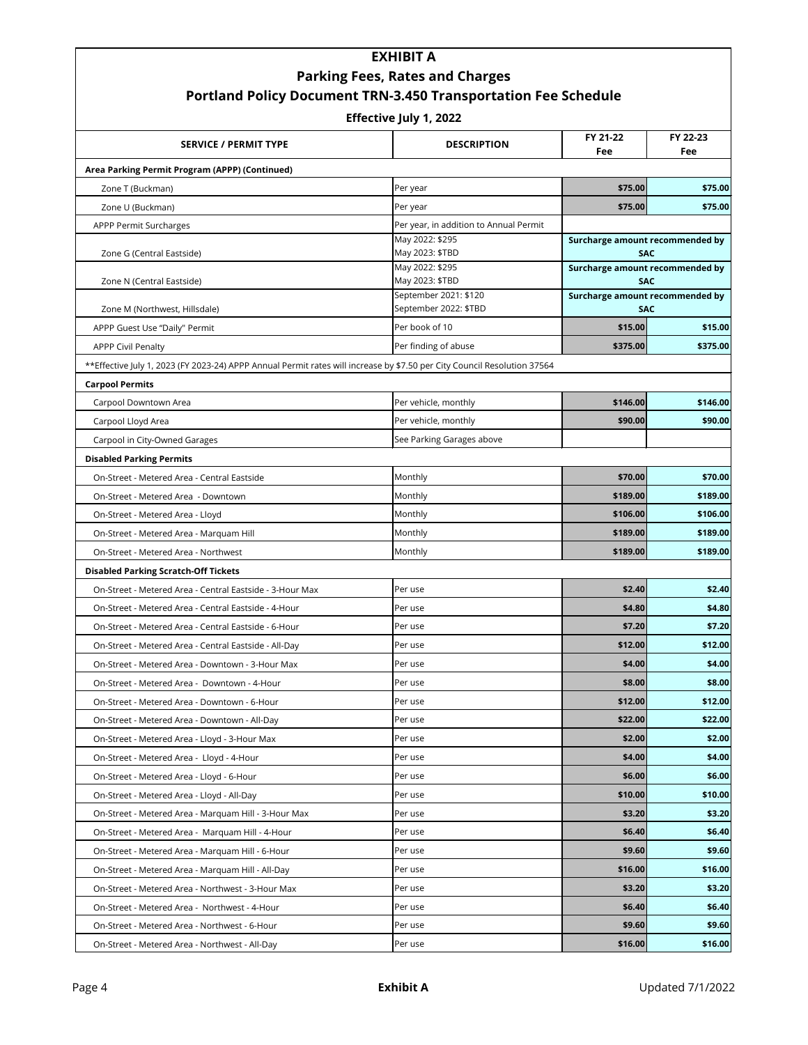# EXHIBIT A

## Parking Fees, Rates and Charges

## Portland Policy Document TRN-3.450 Transportation Fee Schedule

### Effective July 1, 2022

| SERVICE / PERMIT TYPE | DESCRIPTION | FY 21-22 Fee | FY 22-23 Fee |
|---|---|---|---|
| **Area Parking Permit Program (APPP) (Continued)** | | | |
| Zone T (Buckman) | Per year | $75.00 | $75.00 |
| Zone U (Buckman) | Per year | $75.00 | $75.00 |
| APPP Permit Surcharges | Per year, in addition to Annual Permit | | |
| Zone G (Central Eastside) | May 2022: $295<br>May 2023: $TBD | **Surcharge amount recommended by SAC** | |
| Zone N (Central Eastside) | May 2022: $295<br>May 2023: $TBD | **Surcharge amount recommended by SAC** | |
| Zone M (Northwest, Hillsdale) | September 2021: $120<br>September 2022: $TBD | **Surcharge amount recommended by SAC** | |
| APPP Guest Use "Daily" Permit | Per book of 10 | $15.00 | $15.00 |
| APPP Civil Penalty | Per finding of abuse | $375.00 | $375.00 |
| **Effective July 1, 2023 (FY 2023-24) APPP Annual Permit rates will increase by $7.50 per City Council Resolution 37564 | | | |
| **Carpool Permits** | | | |
| Carpool Downtown Area | Per vehicle, monthly | $146.00 | $146.00 |
| Carpool Lloyd Area | Per vehicle, monthly | $90.00 | $90.00 |
| Carpool in City-Owned Garages | See Parking Garages above | | |
| **Disabled Parking Permits** | | | |
| On-Street - Metered Area - Central Eastside | Monthly | $70.00 | $70.00 |
| On-Street - Metered Area - Downtown | Monthly | $189.00 | $189.00 |
| On-Street - Metered Area - Lloyd | Monthly | $106.00 | $106.00 |
| On-Street - Metered Area - Marquam Hill | Monthly | $189.00 | $189.00 |
| On-Street - Metered Area - Northwest | Monthly | $189.00 | $189.00 |
| **Disabled Parking Scratch-Off Tickets** | | | |
| On-Street - Metered Area - Central Eastside - 3-Hour Max | Per use | $2.40 | $2.40 |
| On-Street - Metered Area - Central Eastside - 4-Hour | Per use | $4.80 | $4.80 |
| On-Street - Metered Area - Central Eastside - 6-Hour | Per use | $7.20 | $7.20 |
| On-Street - Metered Area - Central Eastside - All-Day | Per use | $12.00 | $12.00 |
| On-Street - Metered Area - Downtown - 3-Hour Max | Per use | $4.00 | $4.00 |
| On-Street - Metered Area - Downtown - 4-Hour | Per use | $8.00 | $8.00 |
| On-Street - Metered Area - Downtown - 6-Hour | Per use | $12.00 | $12.00 |
| On-Street - Metered Area - Downtown - All-Day | Per use | $22.00 | $22.00 |
| On-Street - Metered Area - Lloyd - 3-Hour Max | Per use | $2.00 | $2.00 |
| On-Street - Metered Area - Lloyd - 4-Hour | Per use | $4.00 | $4.00 |
| On-Street - Metered Area - Lloyd - 6-Hour | Per use | $6.00 | $6.00 |
| On-Street - Metered Area - Lloyd - All-Day | Per use | $10.00 | $10.00 |
| On-Street - Metered Area - Marquam Hill - 3-Hour Max | Per use | $3.20 | $3.20 |
| On-Street - Metered Area - Marquam Hill - 4-Hour | Per use | $6.40 | $6.40 |
| On-Street - Metered Area - Marquam Hill - 6-Hour | Per use | $9.60 | $9.60 |
| On-Street - Metered Area - Marquam Hill - All-Day | Per use | $16.00 | $16.00 |
| On-Street - Metered Area - Northwest - 3-Hour Max | Per use | $3.20 | $3.20 |
| On-Street - Metered Area - Northwest - 4-Hour | Per use | $6.40 | $6.40 |
| On-Street - Metered Area - Northwest - 6-Hour | Per use | $9.60 | $9.60 |
| On-Street - Metered Area - Northwest - All-Day | Per use | $16.00 | $16.00 |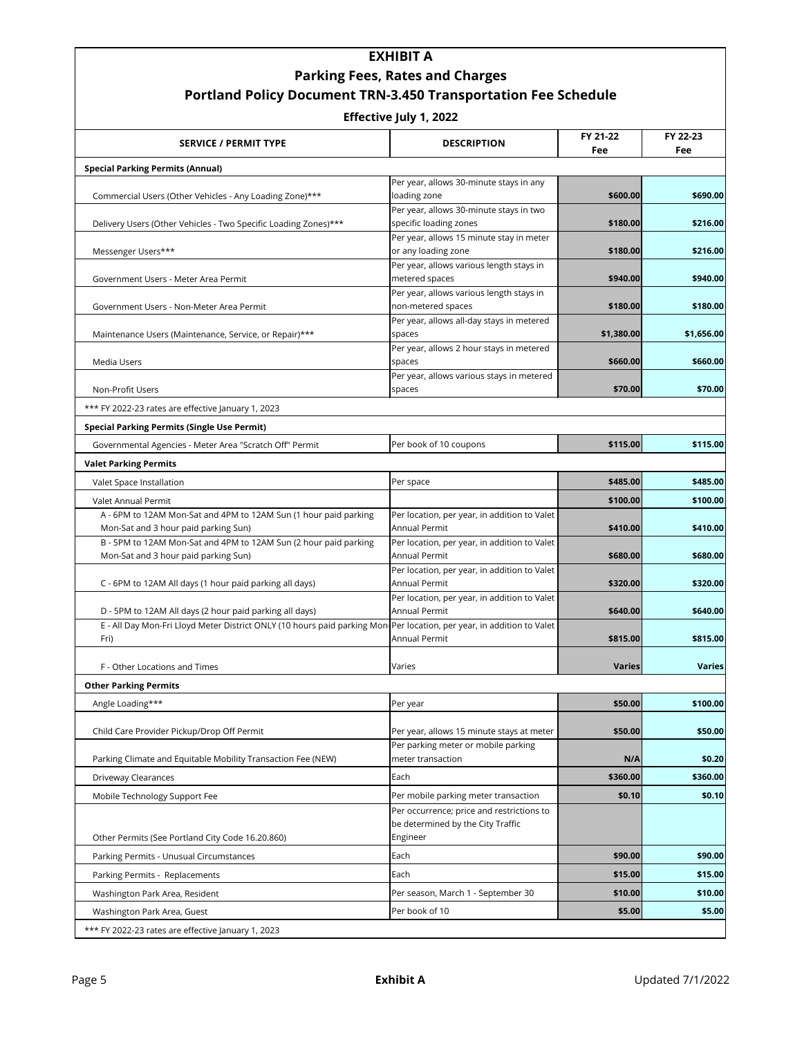# EXHIBIT A

## Parking Fees, Rates and Charges

## Portland Policy Document TRN-3.450 Transportation Fee Schedule

**Effective July 1, 2022**

| SERVICE / PERMIT TYPE | DESCRIPTION | FY 21-22 Fee | FY 22-23 Fee |
|---|---|---|---|
| **Special Parking Permits (Annual)** | | | |
| Commercial Users (Other Vehicles - Any Loading Zone)*** | Per year, allows 30-minute stays in any loading zone | $600.00 | $690.00 |
| Delivery Users (Other Vehicles - Two Specific Loading Zones)*** | Per year, allows 30-minute stays in two specific loading zones | $180.00 | $216.00 |
| Messenger Users*** | Per year, allows 15 minute stay in meter or any loading zone | $180.00 | $216.00 |
| Government Users - Meter Area Permit | Per year, allows various length stays in metered spaces | $940.00 | $940.00 |
| Government Users - Non-Meter Area Permit | Per year, allows various length stays in non-metered spaces | $180.00 | $180.00 |
| Maintenance Users (Maintenance, Service, or Repair)*** | Per year, allows all-day stays in metered spaces | $1,380.00 | $1,656.00 |
| Media Users | Per year, allows 2 hour stays in metered spaces | $660.00 | $660.00 |
| Non-Profit Users | Per year, allows various stays in metered spaces | $70.00 | $70.00 |
| *** FY 2022-23 rates are effective January 1, 2023 | | | |
| **Special Parking Permits (Single Use Permit)** | | | |
| Governmental Agencies - Meter Area "Scratch Off" Permit | Per book of 10 coupons | $115.00 | $115.00 |
| **Valet Parking Permits** | | | |
| Valet Space Installation | Per space | $485.00 | $485.00 |
| Valet Annual Permit | | $100.00 | $100.00 |
| A - 6PM to 12AM Mon-Sat and 4PM to 12AM Sun (1 hour paid parking Mon-Sat and 3 hour paid parking Sun) | Per location, per year, in addition to Valet Annual Permit | $410.00 | $410.00 |
| B - 5PM to 12AM Mon-Sat and 4PM to 12AM Sun (2 hour paid parking Mon-Sat and 3 hour paid parking Sun) | Per location, per year, in addition to Valet Annual Permit | $680.00 | $680.00 |
| C - 6PM to 12AM All days (1 hour paid parking all days) | Per location, per year, in addition to Valet Annual Permit | $320.00 | $320.00 |
| D - 5PM to 12AM All days (2 hour paid parking all days) | Per location, per year, in addition to Valet Annual Permit | $640.00 | $640.00 |
| E - All Day Mon-Fri Lloyd Meter District ONLY (10 hours paid parking Mon-Fri) | Per location, per year, in addition to Valet Annual Permit | $815.00 | $815.00 |
| F - Other Locations and Times | Varies | Varies | Varies |
| **Other Parking Permits** | | | |
| Angle Loading*** | Per year | $50.00 | $100.00 |
| Child Care Provider Pickup/Drop Off Permit | Per year, allows 15 minute stays at meter | $50.00 | $50.00 |
| Parking Climate and Equitable Mobility Transaction Fee (NEW) | Per parking meter or mobile parking meter transaction | N/A | $0.20 |
| Driveway Clearances | Each | $360.00 | $360.00 |
| Mobile Technology Support Fee | Per mobile parking meter transaction | $0.10 | $0.10 |
| Other Permits (See Portland City Code 16.20.860) | Per occurrence; price and restrictions to be determined by the City Traffic Engineer | | |
| Parking Permits - Unusual Circumstances | Each | $90.00 | $90.00 |
| Parking Permits - Replacements | Each | $15.00 | $15.00 |
| Washington Park Area, Resident | Per season, March 1 - September 30 | $10.00 | $10.00 |
| Washington Park Area, Guest | Per book of 10 | $5.00 | $5.00 |
| *** FY 2022-23 rates are effective January 1, 2023 | | | |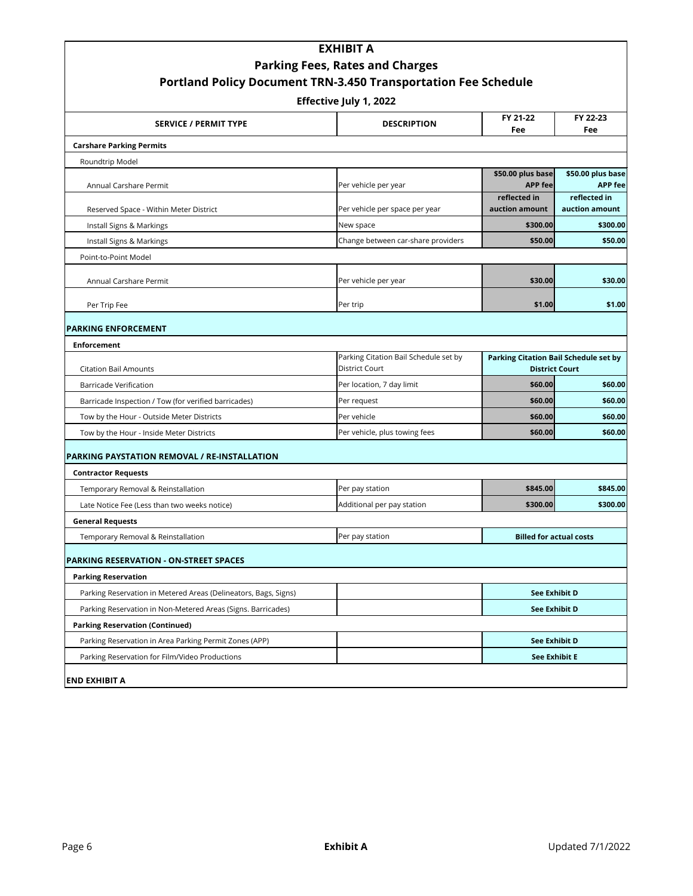# EXHIBIT A

## Parking Fees, Rates and Charges

## Portland Policy Document TRN-3.450 Transportation Fee Schedule

**Effective July 1, 2022**

| SERVICE / PERMIT TYPE | DESCRIPTION | FY 21-22 Fee | FY 22-23 Fee |
|---|---|---|---|
| **Carshare Parking Permits** | | | |
| Roundtrip Model | | | |
| Annual Carshare Permit | Per vehicle per year | $50.00 plus base APP fee | $50.00 plus base APP fee |
| Reserved Space - Within Meter District | Per vehicle per space per year | reflected in auction amount | reflected in auction amount |
| Install Signs & Markings | New space | $300.00 | $300.00 |
| Install Signs & Markings | Change between car-share providers | $50.00 | $50.00 |
| Point-to-Point Model | | | |
| Annual Carshare Permit | Per vehicle per year | $30.00 | $30.00 |
| Per Trip Fee | Per trip | $1.00 | $1.00 |
| **PARKING ENFORCEMENT** | | | |
| **Enforcement** | | | |
| Citation Bail Amounts | Parking Citation Bail Schedule set by District Court | Parking Citation Bail Schedule set by District Court | |
| Barricade Verification | Per location, 7 day limit | $60.00 | $60.00 |
| Barricade Inspection / Tow (for verified barricades) | Per request | $60.00 | $60.00 |
| Tow by the Hour - Outside Meter Districts | Per vehicle | $60.00 | $60.00 |
| Tow by the Hour - Inside Meter Districts | Per vehicle, plus towing fees | $60.00 | $60.00 |
| **PARKING PAYSTATION REMOVAL / RE-INSTALLATION** | | | |
| **Contractor Requests** | | | |
| Temporary Removal & Reinstallation | Per pay station | $845.00 | $845.00 |
| Late Notice Fee (Less than two weeks notice) | Additional per pay station | $300.00 | $300.00 |
| **General Requests** | | | |
| Temporary Removal & Reinstallation | Per pay station | Billed for actual costs | |
| **PARKING RESERVATION - ON-STREET SPACES** | | | |
| **Parking Reservation** | | | |
| Parking Reservation in Metered Areas (Delineators, Bags, Signs) | | See Exhibit D | |
| Parking Reservation in Non-Metered Areas (Signs. Barricades) | | See Exhibit D | |
| **Parking Reservation (Continued)** | | | |
| Parking Reservation in Area Parking Permit Zones (APP) | | See Exhibit D | |
| Parking Reservation for Film/Video Productions | | See Exhibit E | |

**END EXHIBIT A**